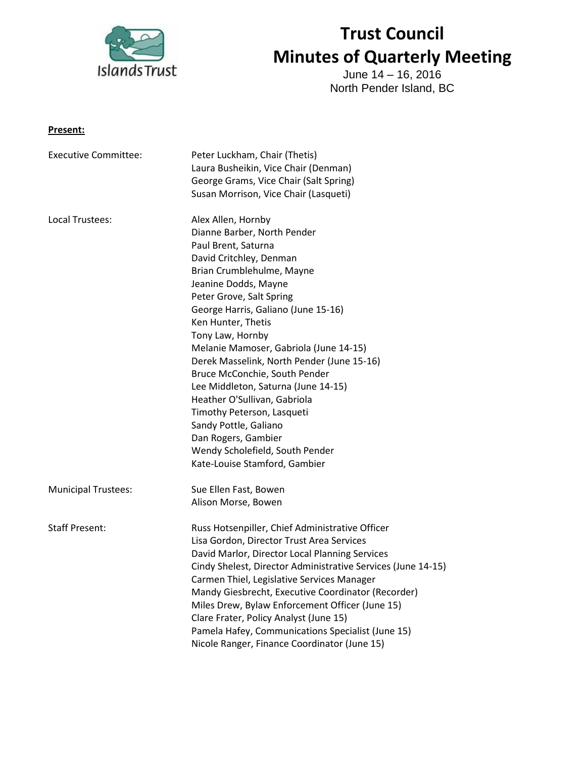# Trust Council
# Minutes of Quarterly Meeting

June 14 – 16, 2016
North Pender Island, BC

**Present:**

| | |
|---|---|
| Executive Committee: | Peter Luckham, Chair (Thetis) |
| | Laura Busheikin, Vice Chair (Denman) |
| | George Grams, Vice Chair (Salt Spring) |
| | Susan Morrison, Vice Chair (Lasqueti) |
| Local Trustees: | Alex Allen, Hornby |
| | Dianne Barber, North Pender |
| | Paul Brent, Saturna |
| | David Critchley, Denman |
| | Brian Crumblehulme, Mayne |
| | Jeanine Dodds, Mayne |
| | Peter Grove, Salt Spring |
| | George Harris, Galiano (June 15-16) |
| | Ken Hunter, Thetis |
| | Tony Law, Hornby |
| | Melanie Mamoser, Gabriola (June 14-15) |
| | Derek Masselink, North Pender (June 15-16) |
| | Bruce McConchie, South Pender |
| | Lee Middleton, Saturna (June 14-15) |
| | Heather O'Sullivan, Gabriola |
| | Timothy Peterson, Lasqueti |
| | Sandy Pottle, Galiano |
| | Dan Rogers, Gambier |
| | Wendy Scholefield, South Pender |
| | Kate-Louise Stamford, Gambier |
| Municipal Trustees: | Sue Ellen Fast, Bowen |
| | Alison Morse, Bowen |
| Staff Present: | Russ Hotsenpiller, Chief Administrative Officer |
| | Lisa Gordon, Director Trust Area Services |
| | David Marlor, Director Local Planning Services |
| | Cindy Shelest, Director Administrative Services (June 14-15) |
| | Carmen Thiel, Legislative Services Manager |
| | Mandy Giesbrecht, Executive Coordinator (Recorder) |
| | Miles Drew, Bylaw Enforcement Officer (June 15) |
| | Clare Frater, Policy Analyst (June 15) |
| | Pamela Hafey, Communications Specialist (June 15) |
| | Nicole Ranger, Finance Coordinator (June 15) |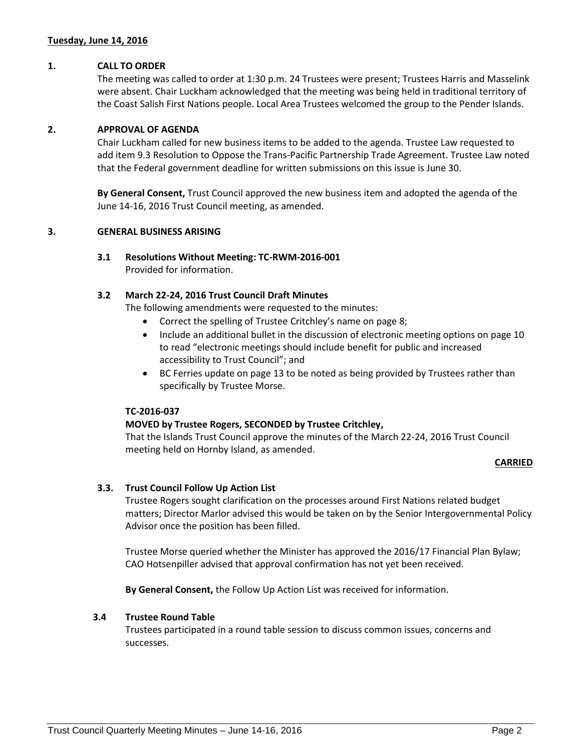**Tuesday, June 14, 2016**

## 1. CALL TO ORDER

The meeting was called to order at 1:30 p.m. 24 Trustees were present; Trustees Harris and Masselink were absent. Chair Luckham acknowledged that the meeting was being held in traditional territory of the Coast Salish First Nations people. Local Area Trustees welcomed the group to the Pender Islands.

## 2. APPROVAL OF AGENDA

Chair Luckham called for new business items to be added to the agenda. Trustee Law requested to add item 9.3 Resolution to Oppose the Trans-Pacific Partnership Trade Agreement. Trustee Law noted that the Federal government deadline for written submissions on this issue is June 30.

**By General Consent,** Trust Council approved the new business item and adopted the agenda of the June 14-16, 2016 Trust Council meeting, as amended.

## 3. GENERAL BUSINESS ARISING

### 3.1 Resolutions Without Meeting: TC-RWM-2016-001

Provided for information.

### 3.2 March 22-24, 2016 Trust Council Draft Minutes

The following amendments were requested to the minutes:

- Correct the spelling of Trustee Critchley's name on page 8;
- Include an additional bullet in the discussion of electronic meeting options on page 10 to read "electronic meetings should include benefit for public and increased accessibility to Trust Council"; and
- BC Ferries update on page 13 to be noted as being provided by Trustees rather than specifically by Trustee Morse.

**TC-2016-037**

**MOVED by Trustee Rogers, SECONDED by Trustee Critchley,**

That the Islands Trust Council approve the minutes of the March 22-24, 2016 Trust Council meeting held on Hornby Island, as amended.

**CARRIED**

### 3.3. Trust Council Follow Up Action List

Trustee Rogers sought clarification on the processes around First Nations related budget matters; Director Marlor advised this would be taken on by the Senior Intergovernmental Policy Advisor once the position has been filled.

Trustee Morse queried whether the Minister has approved the 2016/17 Financial Plan Bylaw; CAO Hotsenpiller advised that approval confirmation has not yet been received.

**By General Consent,** the Follow Up Action List was received for information.

### 3.4 Trustee Round Table

Trustees participated in a round table session to discuss common issues, concerns and successes.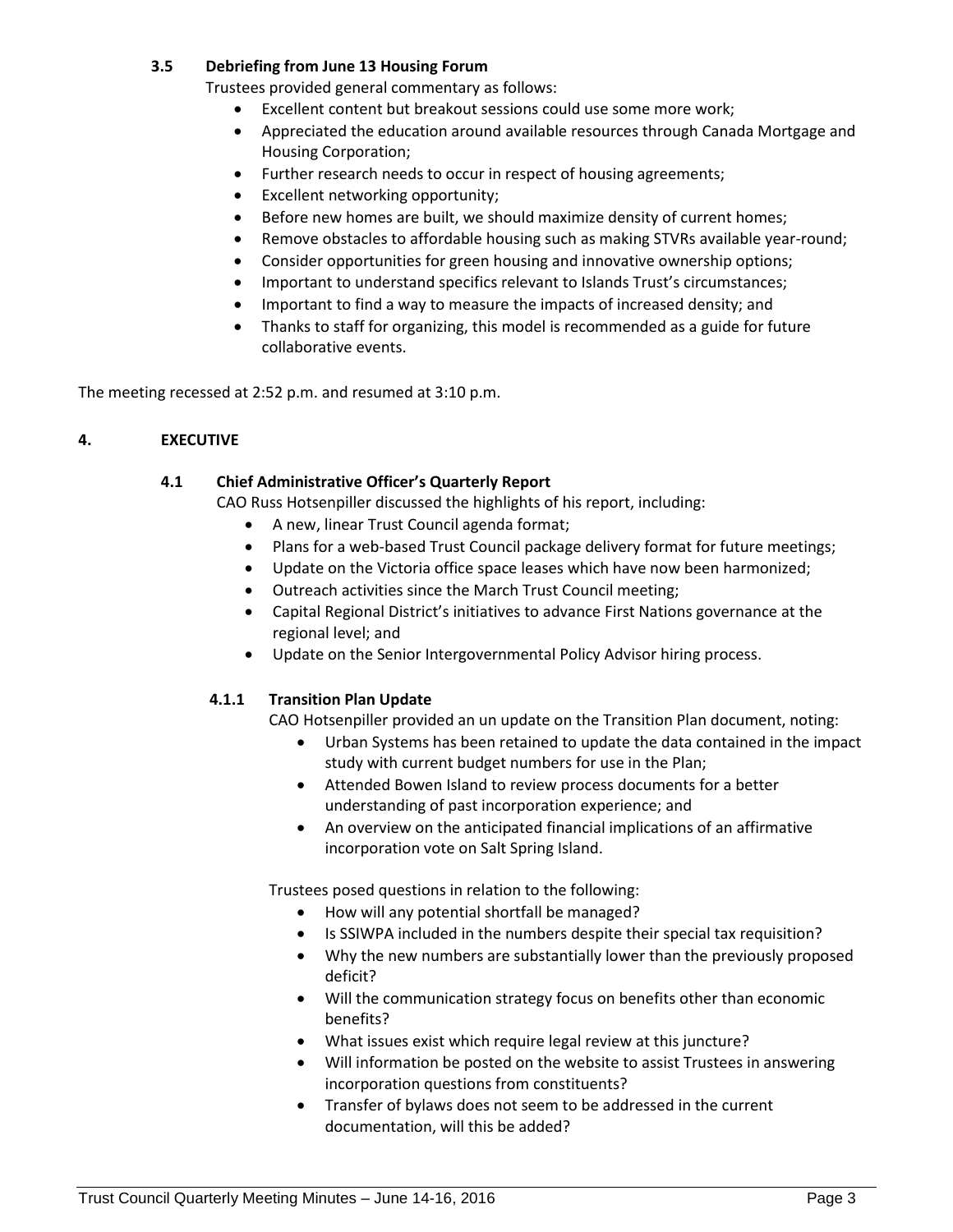### 3.5 Debriefing from June 13 Housing Forum

Trustees provided general commentary as follows:

- Excellent content but breakout sessions could use some more work;
- Appreciated the education around available resources through Canada Mortgage and Housing Corporation;
- Further research needs to occur in respect of housing agreements;
- Excellent networking opportunity;
- Before new homes are built, we should maximize density of current homes;
- Remove obstacles to affordable housing such as making STVRs available year-round;
- Consider opportunities for green housing and innovative ownership options;
- Important to understand specifics relevant to Islands Trust's circumstances;
- Important to find a way to measure the impacts of increased density; and
- Thanks to staff for organizing, this model is recommended as a guide for future collaborative events.

The meeting recessed at 2:52 p.m. and resumed at 3:10 p.m.

## 4. EXECUTIVE

### 4.1 Chief Administrative Officer's Quarterly Report

CAO Russ Hotsenpiller discussed the highlights of his report, including:

- A new, linear Trust Council agenda format;
- Plans for a web-based Trust Council package delivery format for future meetings;
- Update on the Victoria office space leases which have now been harmonized;
- Outreach activities since the March Trust Council meeting;
- Capital Regional District's initiatives to advance First Nations governance at the regional level; and
- Update on the Senior Intergovernmental Policy Advisor hiring process.

#### 4.1.1 Transition Plan Update

CAO Hotsenpiller provided an un update on the Transition Plan document, noting:

- Urban Systems has been retained to update the data contained in the impact study with current budget numbers for use in the Plan;
- Attended Bowen Island to review process documents for a better understanding of past incorporation experience; and
- An overview on the anticipated financial implications of an affirmative incorporation vote on Salt Spring Island.

Trustees posed questions in relation to the following:

- How will any potential shortfall be managed?
- Is SSIWPA included in the numbers despite their special tax requisition?
- Why the new numbers are substantially lower than the previously proposed deficit?
- Will the communication strategy focus on benefits other than economic benefits?
- What issues exist which require legal review at this juncture?
- Will information be posted on the website to assist Trustees in answering incorporation questions from constituents?
- Transfer of bylaws does not seem to be addressed in the current documentation, will this be added?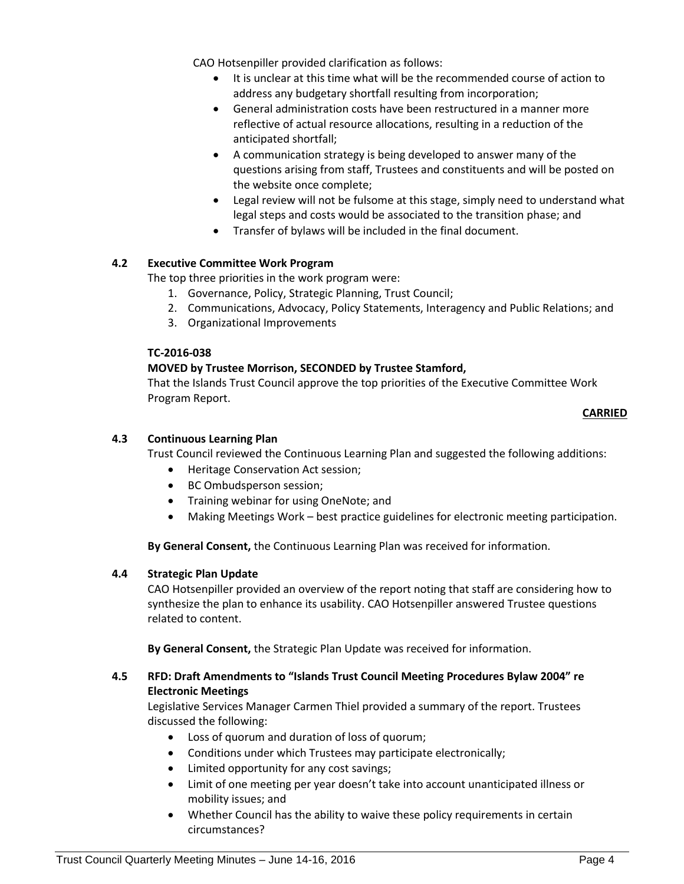CAO Hotsenpiller provided clarification as follows:

- It is unclear at this time what will be the recommended course of action to address any budgetary shortfall resulting from incorporation;
- General administration costs have been restructured in a manner more reflective of actual resource allocations, resulting in a reduction of the anticipated shortfall;
- A communication strategy is being developed to answer many of the questions arising from staff, Trustees and constituents and will be posted on the website once complete;
- Legal review will not be fulsome at this stage, simply need to understand what legal steps and costs would be associated to the transition phase; and
- Transfer of bylaws will be included in the final document.

### 4.2 Executive Committee Work Program

The top three priorities in the work program were:

1. Governance, Policy, Strategic Planning, Trust Council;
2. Communications, Advocacy, Policy Statements, Interagency and Public Relations; and
3. Organizational Improvements

**TC-2016-038**

**MOVED by Trustee Morrison, SECONDED by Trustee Stamford,**

That the Islands Trust Council approve the top priorities of the Executive Committee Work Program Report.

**CARRIED**

### 4.3 Continuous Learning Plan

Trust Council reviewed the Continuous Learning Plan and suggested the following additions:

- Heritage Conservation Act session;
- BC Ombudsperson session;
- Training webinar for using OneNote; and
- Making Meetings Work – best practice guidelines for electronic meeting participation.

**By General Consent,** the Continuous Learning Plan was received for information.

### 4.4 Strategic Plan Update

CAO Hotsenpiller provided an overview of the report noting that staff are considering how to synthesize the plan to enhance its usability. CAO Hotsenpiller answered Trustee questions related to content.

**By General Consent,** the Strategic Plan Update was received for information.

### 4.5 RFD: Draft Amendments to "Islands Trust Council Meeting Procedures Bylaw 2004" re Electronic Meetings

Legislative Services Manager Carmen Thiel provided a summary of the report. Trustees discussed the following:

- Loss of quorum and duration of loss of quorum;
- Conditions under which Trustees may participate electronically;
- Limited opportunity for any cost savings;
- Limit of one meeting per year doesn't take into account unanticipated illness or mobility issues; and
- Whether Council has the ability to waive these policy requirements in certain circumstances?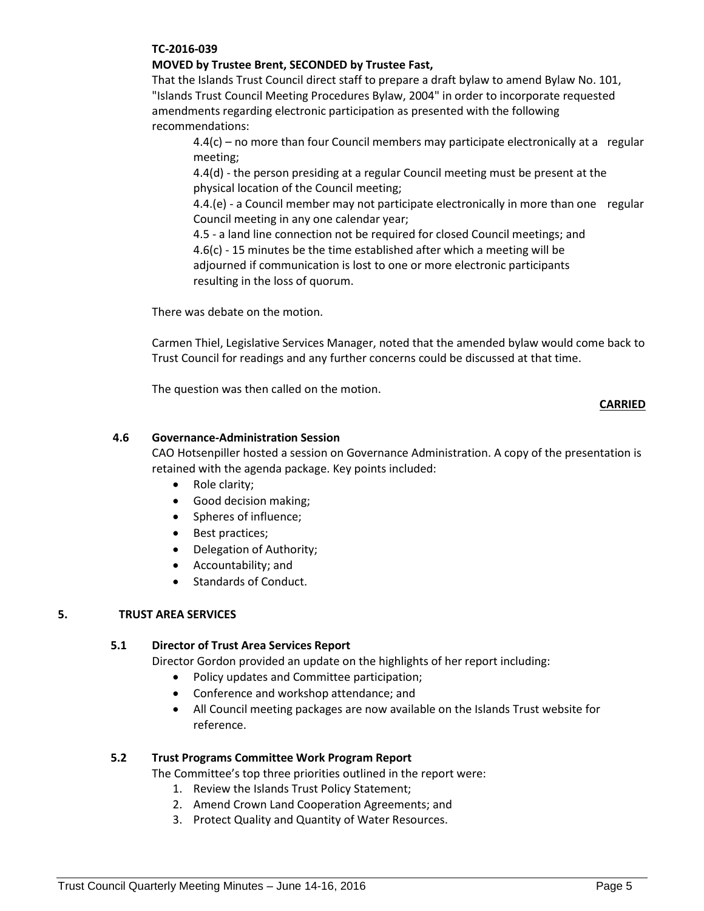**TC-2016-039**

**MOVED by Trustee Brent, SECONDED by Trustee Fast,**

That the Islands Trust Council direct staff to prepare a draft bylaw to amend Bylaw No. 101, "Islands Trust Council Meeting Procedures Bylaw, 2004" in order to incorporate requested amendments regarding electronic participation as presented with the following recommendations:

> 4.4(c) – no more than four Council members may participate electronically at a regular meeting;
>
> 4.4(d) - the person presiding at a regular Council meeting must be present at the physical location of the Council meeting;
>
> 4.4.(e) - a Council member may not participate electronically in more than one regular Council meeting in any one calendar year;
>
> 4.5 - a land line connection not be required for closed Council meetings; and
>
> 4.6(c) - 15 minutes be the time established after which a meeting will be adjourned if communication is lost to one or more electronic participants resulting in the loss of quorum.

There was debate on the motion.

Carmen Thiel, Legislative Services Manager, noted that the amended bylaw would come back to Trust Council for readings and any further concerns could be discussed at that time.

The question was then called on the motion.

**CARRIED**

### 4.6 Governance-Administration Session

CAO Hotsenpiller hosted a session on Governance Administration. A copy of the presentation is retained with the agenda package. Key points included:

- Role clarity;
- Good decision making;
- Spheres of influence;
- Best practices;
- Delegation of Authority;
- Accountability; and
- Standards of Conduct.

## 5. TRUST AREA SERVICES

### 5.1 Director of Trust Area Services Report

Director Gordon provided an update on the highlights of her report including:

- Policy updates and Committee participation;
- Conference and workshop attendance; and
- All Council meeting packages are now available on the Islands Trust website for reference.

### 5.2 Trust Programs Committee Work Program Report

The Committee's top three priorities outlined in the report were:

1. Review the Islands Trust Policy Statement;
2. Amend Crown Land Cooperation Agreements; and
3. Protect Quality and Quantity of Water Resources.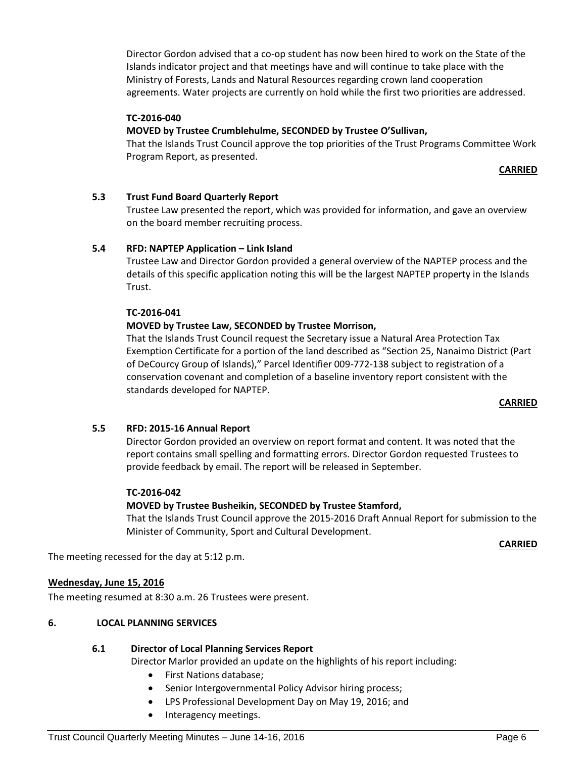Director Gordon advised that a co-op student has now been hired to work on the State of the Islands indicator project and that meetings have and will continue to take place with the Ministry of Forests, Lands and Natural Resources regarding crown land cooperation agreements. Water projects are currently on hold while the first two priorities are addressed.

**TC-2016-040**

**MOVED by Trustee Crumblehulme, SECONDED by Trustee O'Sullivan,**

That the Islands Trust Council approve the top priorities of the Trust Programs Committee Work Program Report, as presented.

**CARRIED**

### 5.3 Trust Fund Board Quarterly Report

Trustee Law presented the report, which was provided for information, and gave an overview on the board member recruiting process.

### 5.4 RFD: NAPTEP Application – Link Island

Trustee Law and Director Gordon provided a general overview of the NAPTEP process and the details of this specific application noting this will be the largest NAPTEP property in the Islands Trust.

**TC-2016-041**

**MOVED by Trustee Law, SECONDED by Trustee Morrison,**

That the Islands Trust Council request the Secretary issue a Natural Area Protection Tax Exemption Certificate for a portion of the land described as "Section 25, Nanaimo District (Part of DeCourcy Group of Islands)," Parcel Identifier 009-772-138 subject to registration of a conservation covenant and completion of a baseline inventory report consistent with the standards developed for NAPTEP.

**CARRIED**

### 5.5 RFD: 2015-16 Annual Report

Director Gordon provided an overview on report format and content. It was noted that the report contains small spelling and formatting errors. Director Gordon requested Trustees to provide feedback by email. The report will be released in September.

**TC-2016-042**

**MOVED by Trustee Busheikin, SECONDED by Trustee Stamford,**

That the Islands Trust Council approve the 2015-2016 Draft Annual Report for submission to the Minister of Community, Sport and Cultural Development.

**CARRIED**

The meeting recessed for the day at 5:12 p.m.

**Wednesday, June 15, 2016**

The meeting resumed at 8:30 a.m. 26 Trustees were present.

## 6. LOCAL PLANNING SERVICES

### 6.1 Director of Local Planning Services Report

Director Marlor provided an update on the highlights of his report including:

- First Nations database;
- Senior Intergovernmental Policy Advisor hiring process;
- LPS Professional Development Day on May 19, 2016; and
- Interagency meetings.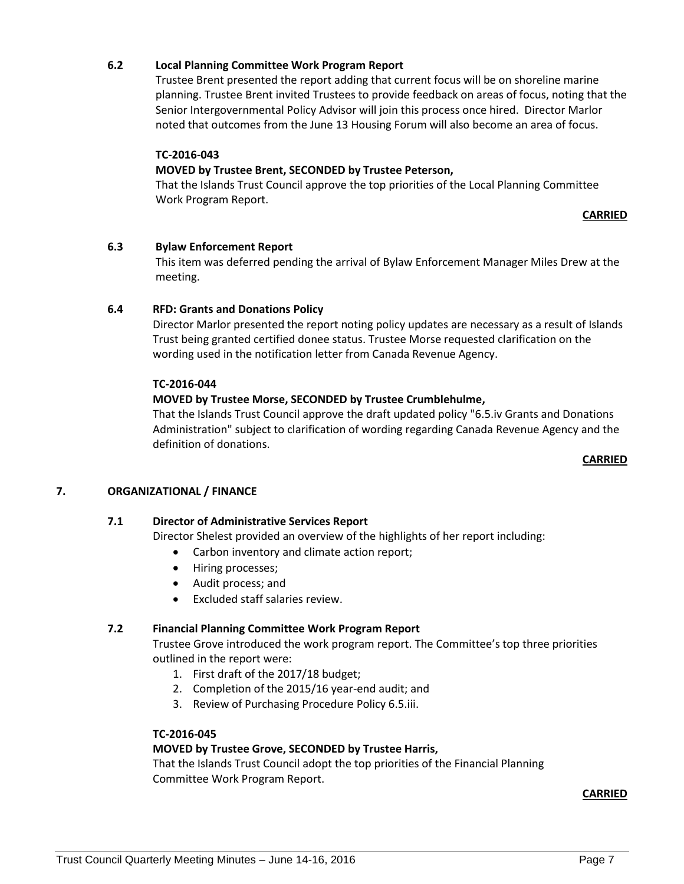### 6.2 Local Planning Committee Work Program Report

Trustee Brent presented the report adding that current focus will be on shoreline marine planning. Trustee Brent invited Trustees to provide feedback on areas of focus, noting that the Senior Intergovernmental Policy Advisor will join this process once hired. Director Marlor noted that outcomes from the June 13 Housing Forum will also become an area of focus.

**TC-2016-043**

**MOVED by Trustee Brent, SECONDED by Trustee Peterson,**

That the Islands Trust Council approve the top priorities of the Local Planning Committee Work Program Report.

**CARRIED**

### 6.3 Bylaw Enforcement Report

This item was deferred pending the arrival of Bylaw Enforcement Manager Miles Drew at the meeting.

### 6.4 RFD: Grants and Donations Policy

Director Marlor presented the report noting policy updates are necessary as a result of Islands Trust being granted certified donee status. Trustee Morse requested clarification on the wording used in the notification letter from Canada Revenue Agency.

**TC-2016-044**

**MOVED by Trustee Morse, SECONDED by Trustee Crumblehulme,**

That the Islands Trust Council approve the draft updated policy "6.5.iv Grants and Donations Administration" subject to clarification of wording regarding Canada Revenue Agency and the definition of donations.

**CARRIED**

## 7. ORGANIZATIONAL / FINANCE

### 7.1 Director of Administrative Services Report

Director Shelest provided an overview of the highlights of her report including:

- Carbon inventory and climate action report;
- Hiring processes;
- Audit process; and
- Excluded staff salaries review.

### 7.2 Financial Planning Committee Work Program Report

Trustee Grove introduced the work program report. The Committee's top three priorities outlined in the report were:

1. First draft of the 2017/18 budget;
2. Completion of the 2015/16 year-end audit; and
3. Review of Purchasing Procedure Policy 6.5.iii.

**TC-2016-045**

**MOVED by Trustee Grove, SECONDED by Trustee Harris,**

That the Islands Trust Council adopt the top priorities of the Financial Planning Committee Work Program Report.

**CARRIED**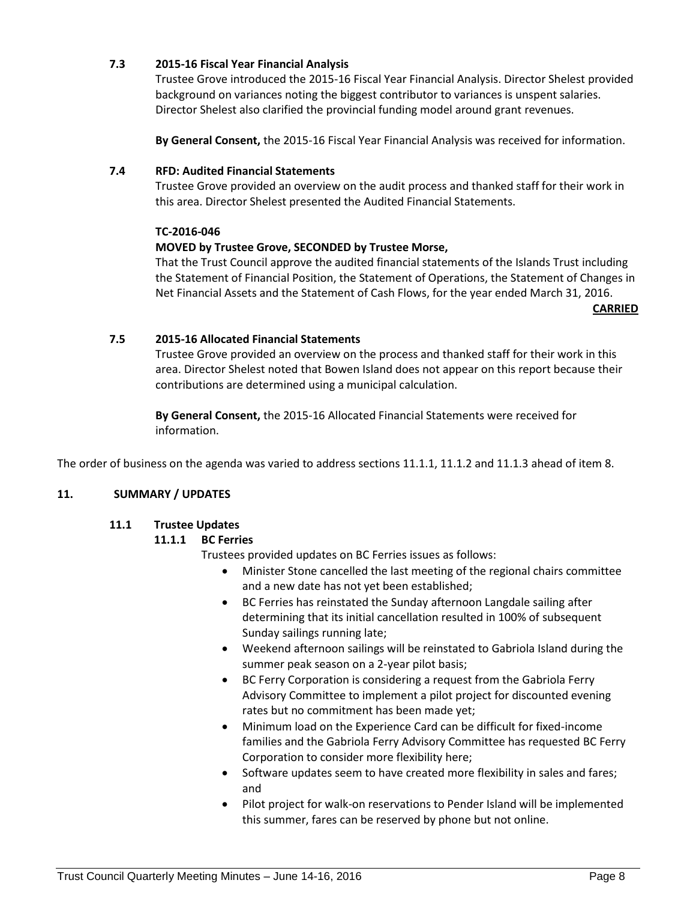### 7.3 2015-16 Fiscal Year Financial Analysis

Trustee Grove introduced the 2015-16 Fiscal Year Financial Analysis. Director Shelest provided background on variances noting the biggest contributor to variances is unspent salaries. Director Shelest also clarified the provincial funding model around grant revenues.

**By General Consent,** the 2015-16 Fiscal Year Financial Analysis was received for information.

### 7.4 RFD: Audited Financial Statements

Trustee Grove provided an overview on the audit process and thanked staff for their work in this area. Director Shelest presented the Audited Financial Statements.

**TC-2016-046**

**MOVED by Trustee Grove, SECONDED by Trustee Morse,**

That the Trust Council approve the audited financial statements of the Islands Trust including the Statement of Financial Position, the Statement of Operations, the Statement of Changes in Net Financial Assets and the Statement of Cash Flows, for the year ended March 31, 2016.

**CARRIED**

### 7.5 2015-16 Allocated Financial Statements

Trustee Grove provided an overview on the process and thanked staff for their work in this area. Director Shelest noted that Bowen Island does not appear on this report because their contributions are determined using a municipal calculation.

**By General Consent,** the 2015-16 Allocated Financial Statements were received for information.

The order of business on the agenda was varied to address sections 11.1.1, 11.1.2 and 11.1.3 ahead of item 8.

## 11. SUMMARY / UPDATES

### 11.1 Trustee Updates

#### 11.1.1 BC Ferries

Trustees provided updates on BC Ferries issues as follows:

- Minister Stone cancelled the last meeting of the regional chairs committee and a new date has not yet been established;
- BC Ferries has reinstated the Sunday afternoon Langdale sailing after determining that its initial cancellation resulted in 100% of subsequent Sunday sailings running late;
- Weekend afternoon sailings will be reinstated to Gabriola Island during the summer peak season on a 2-year pilot basis;
- BC Ferry Corporation is considering a request from the Gabriola Ferry Advisory Committee to implement a pilot project for discounted evening rates but no commitment has been made yet;
- Minimum load on the Experience Card can be difficult for fixed-income families and the Gabriola Ferry Advisory Committee has requested BC Ferry Corporation to consider more flexibility here;
- Software updates seem to have created more flexibility in sales and fares; and
- Pilot project for walk-on reservations to Pender Island will be implemented this summer, fares can be reserved by phone but not online.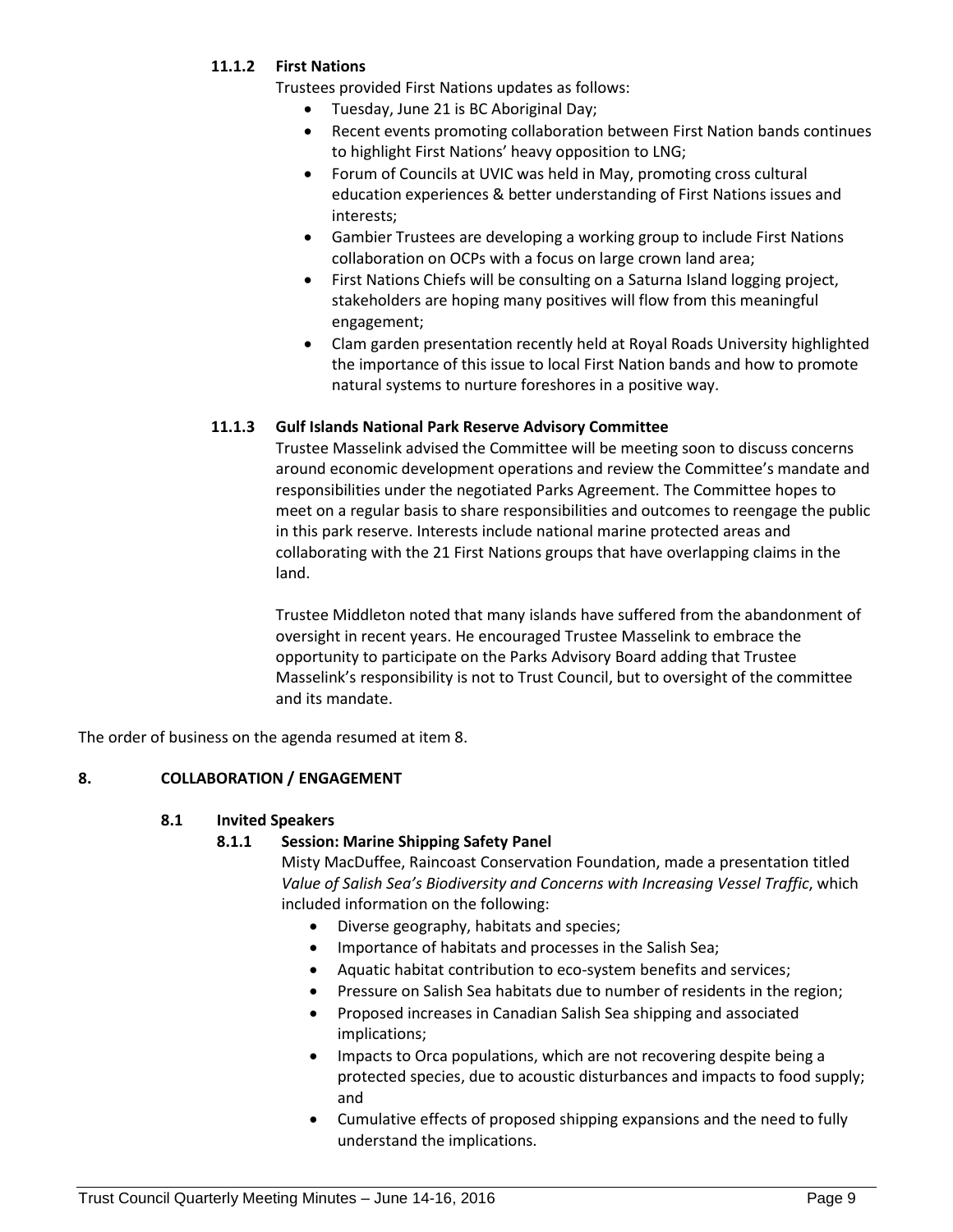#### 11.1.2 First Nations

Trustees provided First Nations updates as follows:

- Tuesday, June 21 is BC Aboriginal Day;
- Recent events promoting collaboration between First Nation bands continues to highlight First Nations' heavy opposition to LNG;
- Forum of Councils at UVIC was held in May, promoting cross cultural education experiences & better understanding of First Nations issues and interests;
- Gambier Trustees are developing a working group to include First Nations collaboration on OCPs with a focus on large crown land area;
- First Nations Chiefs will be consulting on a Saturna Island logging project, stakeholders are hoping many positives will flow from this meaningful engagement;
- Clam garden presentation recently held at Royal Roads University highlighted the importance of this issue to local First Nation bands and how to promote natural systems to nurture foreshores in a positive way.

#### 11.1.3 Gulf Islands National Park Reserve Advisory Committee

Trustee Masselink advised the Committee will be meeting soon to discuss concerns around economic development operations and review the Committee's mandate and responsibilities under the negotiated Parks Agreement. The Committee hopes to meet on a regular basis to share responsibilities and outcomes to reengage the public in this park reserve. Interests include national marine protected areas and collaborating with the 21 First Nations groups that have overlapping claims in the land.

Trustee Middleton noted that many islands have suffered from the abandonment of oversight in recent years. He encouraged Trustee Masselink to embrace the opportunity to participate on the Parks Advisory Board adding that Trustee Masselink's responsibility is not to Trust Council, but to oversight of the committee and its mandate.

The order of business on the agenda resumed at item 8.

## 8. COLLABORATION / ENGAGEMENT

### 8.1 Invited Speakers

#### 8.1.1 Session: Marine Shipping Safety Panel

Misty MacDuffee, Raincoast Conservation Foundation, made a presentation titled *Value of Salish Sea's Biodiversity and Concerns with Increasing Vessel Traffic*, which included information on the following:

- Diverse geography, habitats and species;
- Importance of habitats and processes in the Salish Sea;
- Aquatic habitat contribution to eco-system benefits and services;
- Pressure on Salish Sea habitats due to number of residents in the region;
- Proposed increases in Canadian Salish Sea shipping and associated implications;
- Impacts to Orca populations, which are not recovering despite being a protected species, due to acoustic disturbances and impacts to food supply; and
- Cumulative effects of proposed shipping expansions and the need to fully understand the implications.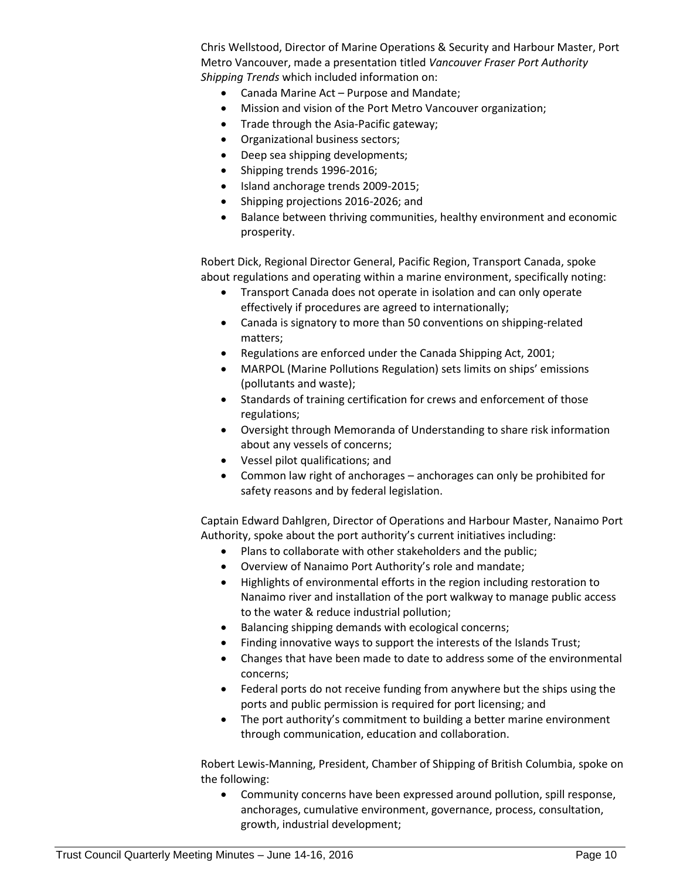Chris Wellstood, Director of Marine Operations & Security and Harbour Master, Port Metro Vancouver, made a presentation titled *Vancouver Fraser Port Authority Shipping Trends* which included information on:

- Canada Marine Act – Purpose and Mandate;
- Mission and vision of the Port Metro Vancouver organization;
- Trade through the Asia-Pacific gateway;
- Organizational business sectors;
- Deep sea shipping developments;
- Shipping trends 1996-2016;
- Island anchorage trends 2009-2015;
- Shipping projections 2016-2026; and
- Balance between thriving communities, healthy environment and economic prosperity.

Robert Dick, Regional Director General, Pacific Region, Transport Canada, spoke about regulations and operating within a marine environment, specifically noting:

- Transport Canada does not operate in isolation and can only operate effectively if procedures are agreed to internationally;
- Canada is signatory to more than 50 conventions on shipping-related matters;
- Regulations are enforced under the Canada Shipping Act, 2001;
- MARPOL (Marine Pollutions Regulation) sets limits on ships' emissions (pollutants and waste);
- Standards of training certification for crews and enforcement of those regulations;
- Oversight through Memoranda of Understanding to share risk information about any vessels of concerns;
- Vessel pilot qualifications; and
- Common law right of anchorages – anchorages can only be prohibited for safety reasons and by federal legislation.

Captain Edward Dahlgren, Director of Operations and Harbour Master, Nanaimo Port Authority, spoke about the port authority's current initiatives including:

- Plans to collaborate with other stakeholders and the public;
- Overview of Nanaimo Port Authority's role and mandate;
- Highlights of environmental efforts in the region including restoration to Nanaimo river and installation of the port walkway to manage public access to the water & reduce industrial pollution;
- Balancing shipping demands with ecological concerns;
- Finding innovative ways to support the interests of the Islands Trust;
- Changes that have been made to date to address some of the environmental concerns;
- Federal ports do not receive funding from anywhere but the ships using the ports and public permission is required for port licensing; and
- The port authority's commitment to building a better marine environment through communication, education and collaboration.

Robert Lewis-Manning, President, Chamber of Shipping of British Columbia, spoke on the following:

- Community concerns have been expressed around pollution, spill response, anchorages, cumulative environment, governance, process, consultation, growth, industrial development;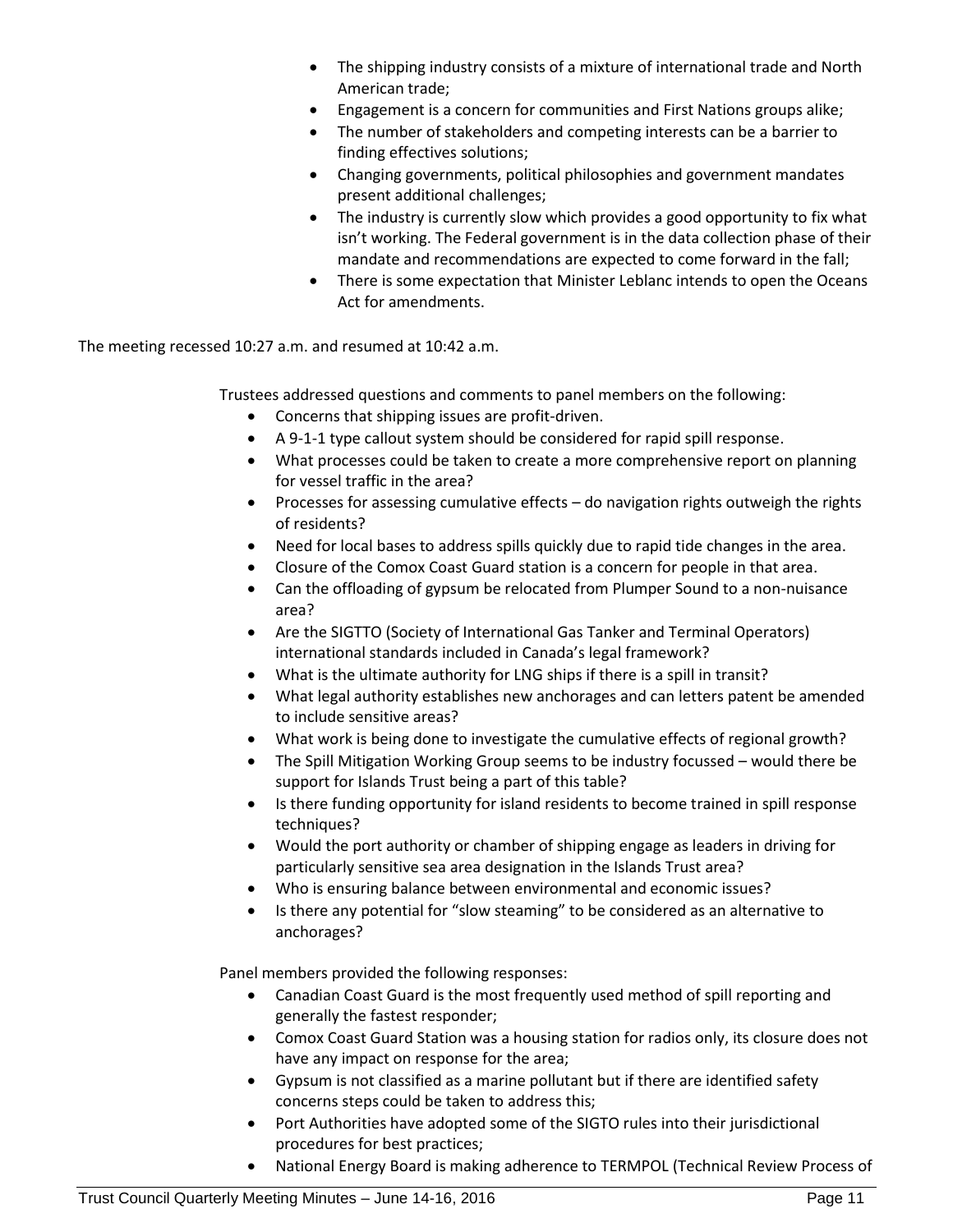- The shipping industry consists of a mixture of international trade and North American trade;
- Engagement is a concern for communities and First Nations groups alike;
- The number of stakeholders and competing interests can be a barrier to finding effectives solutions;
- Changing governments, political philosophies and government mandates present additional challenges;
- The industry is currently slow which provides a good opportunity to fix what isn't working. The Federal government is in the data collection phase of their mandate and recommendations are expected to come forward in the fall;
- There is some expectation that Minister Leblanc intends to open the Oceans Act for amendments.

The meeting recessed 10:27 a.m. and resumed at 10:42 a.m.

Trustees addressed questions and comments to panel members on the following:

- Concerns that shipping issues are profit-driven.
- A 9-1-1 type callout system should be considered for rapid spill response.
- What processes could be taken to create a more comprehensive report on planning for vessel traffic in the area?
- Processes for assessing cumulative effects – do navigation rights outweigh the rights of residents?
- Need for local bases to address spills quickly due to rapid tide changes in the area.
- Closure of the Comox Coast Guard station is a concern for people in that area.
- Can the offloading of gypsum be relocated from Plumper Sound to a non-nuisance area?
- Are the SIGTTO (Society of International Gas Tanker and Terminal Operators) international standards included in Canada's legal framework?
- What is the ultimate authority for LNG ships if there is a spill in transit?
- What legal authority establishes new anchorages and can letters patent be amended to include sensitive areas?
- What work is being done to investigate the cumulative effects of regional growth?
- The Spill Mitigation Working Group seems to be industry focussed – would there be support for Islands Trust being a part of this table?
- Is there funding opportunity for island residents to become trained in spill response techniques?
- Would the port authority or chamber of shipping engage as leaders in driving for particularly sensitive sea area designation in the Islands Trust area?
- Who is ensuring balance between environmental and economic issues?
- Is there any potential for "slow steaming" to be considered as an alternative to anchorages?

Panel members provided the following responses:

- Canadian Coast Guard is the most frequently used method of spill reporting and generally the fastest responder;
- Comox Coast Guard Station was a housing station for radios only, its closure does not have any impact on response for the area;
- Gypsum is not classified as a marine pollutant but if there are identified safety concerns steps could be taken to address this;
- Port Authorities have adopted some of the SIGTO rules into their jurisdictional procedures for best practices;
- National Energy Board is making adherence to TERMPOL (Technical Review Process of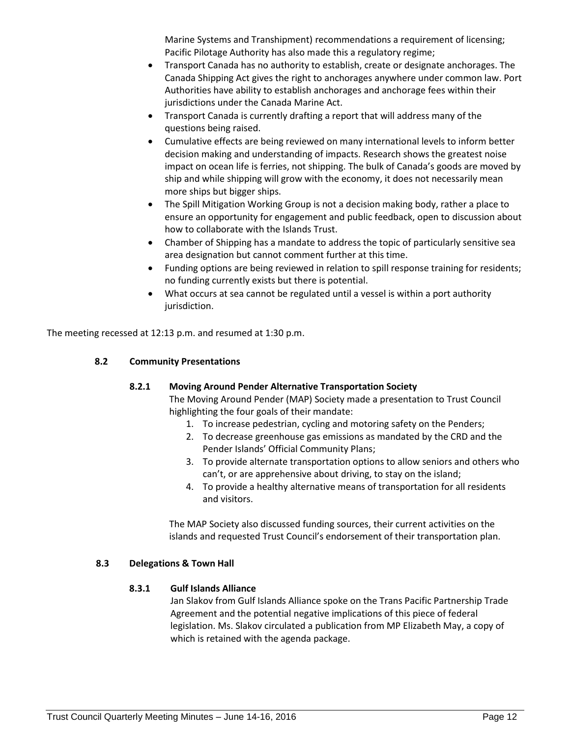Marine Systems and Transhipment) recommendations a requirement of licensing; Pacific Pilotage Authority has also made this a regulatory regime;

- Transport Canada has no authority to establish, create or designate anchorages. The Canada Shipping Act gives the right to anchorages anywhere under common law. Port Authorities have ability to establish anchorages and anchorage fees within their jurisdictions under the Canada Marine Act.
- Transport Canada is currently drafting a report that will address many of the questions being raised.
- Cumulative effects are being reviewed on many international levels to inform better decision making and understanding of impacts. Research shows the greatest noise impact on ocean life is ferries, not shipping. The bulk of Canada's goods are moved by ship and while shipping will grow with the economy, it does not necessarily mean more ships but bigger ships.
- The Spill Mitigation Working Group is not a decision making body, rather a place to ensure an opportunity for engagement and public feedback, open to discussion about how to collaborate with the Islands Trust.
- Chamber of Shipping has a mandate to address the topic of particularly sensitive sea area designation but cannot comment further at this time.
- Funding options are being reviewed in relation to spill response training for residents; no funding currently exists but there is potential.
- What occurs at sea cannot be regulated until a vessel is within a port authority jurisdiction.

The meeting recessed at 12:13 p.m. and resumed at 1:30 p.m.

### 8.2 Community Presentations

#### 8.2.1 Moving Around Pender Alternative Transportation Society

The Moving Around Pender (MAP) Society made a presentation to Trust Council highlighting the four goals of their mandate:

1. To increase pedestrian, cycling and motoring safety on the Penders;
2. To decrease greenhouse gas emissions as mandated by the CRD and the Pender Islands' Official Community Plans;
3. To provide alternate transportation options to allow seniors and others who can't, or are apprehensive about driving, to stay on the island;
4. To provide a healthy alternative means of transportation for all residents and visitors.

The MAP Society also discussed funding sources, their current activities on the islands and requested Trust Council's endorsement of their transportation plan.

### 8.3 Delegations & Town Hall

#### 8.3.1 Gulf Islands Alliance

Jan Slakov from Gulf Islands Alliance spoke on the Trans Pacific Partnership Trade Agreement and the potential negative implications of this piece of federal legislation. Ms. Slakov circulated a publication from MP Elizabeth May, a copy of which is retained with the agenda package.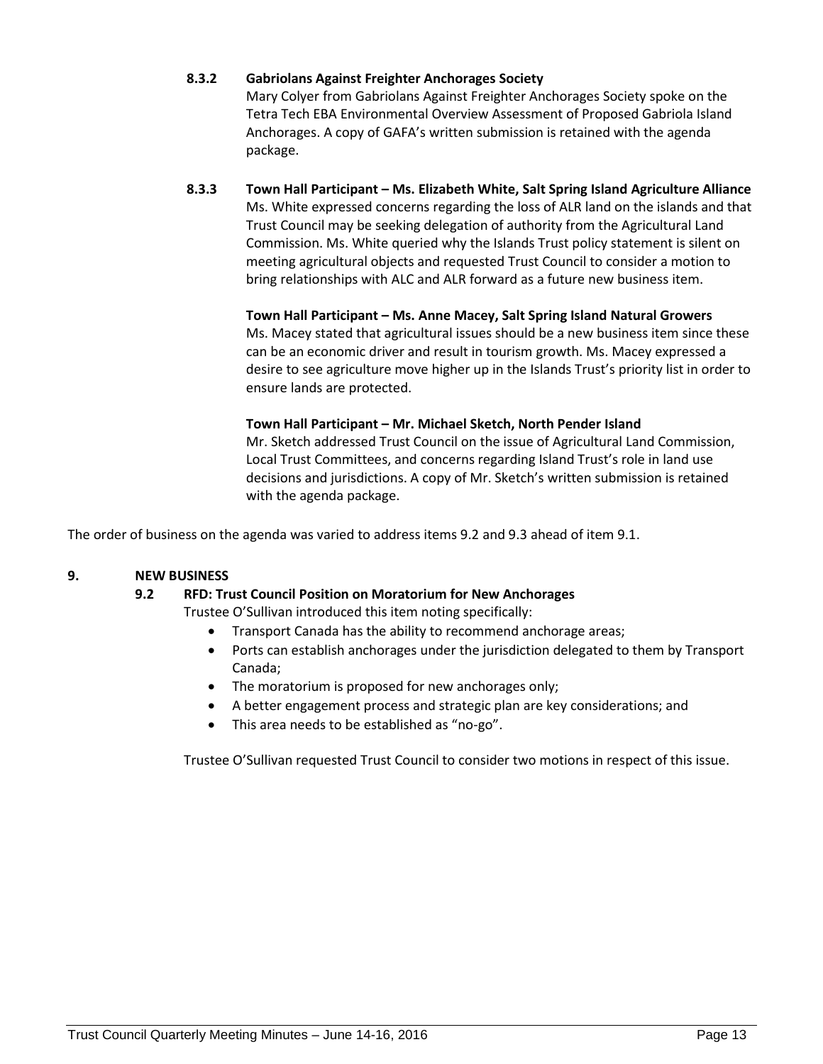**8.3.2 Gabriolans Against Freighter Anchorages Society**

Mary Colyer from Gabriolans Against Freighter Anchorages Society spoke on the Tetra Tech EBA Environmental Overview Assessment of Proposed Gabriola Island Anchorages. A copy of GAFA's written submission is retained with the agenda package.

**8.3.3 Town Hall Participant – Ms. Elizabeth White, Salt Spring Island Agriculture Alliance**

Ms. White expressed concerns regarding the loss of ALR land on the islands and that Trust Council may be seeking delegation of authority from the Agricultural Land Commission. Ms. White queried why the Islands Trust policy statement is silent on meeting agricultural objects and requested Trust Council to consider a motion to bring relationships with ALC and ALR forward as a future new business item.

**Town Hall Participant – Ms. Anne Macey, Salt Spring Island Natural Growers**

Ms. Macey stated that agricultural issues should be a new business item since these can be an economic driver and result in tourism growth. Ms. Macey expressed a desire to see agriculture move higher up in the Islands Trust's priority list in order to ensure lands are protected.

**Town Hall Participant – Mr. Michael Sketch, North Pender Island**

Mr. Sketch addressed Trust Council on the issue of Agricultural Land Commission, Local Trust Committees, and concerns regarding Island Trust's role in land use decisions and jurisdictions. A copy of Mr. Sketch's written submission is retained with the agenda package.

The order of business on the agenda was varied to address items 9.2 and 9.3 ahead of item 9.1.

## 9. NEW BUSINESS

### 9.2 RFD: Trust Council Position on Moratorium for New Anchorages

Trustee O'Sullivan introduced this item noting specifically:

- Transport Canada has the ability to recommend anchorage areas;
- Ports can establish anchorages under the jurisdiction delegated to them by Transport Canada;
- The moratorium is proposed for new anchorages only;
- A better engagement process and strategic plan are key considerations; and
- This area needs to be established as "no-go".

Trustee O'Sullivan requested Trust Council to consider two motions in respect of this issue.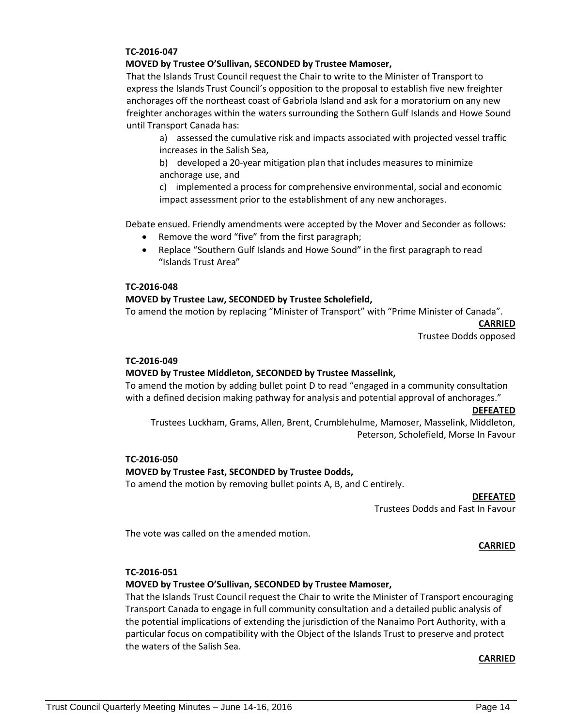**TC-2016-047**

**MOVED by Trustee O'Sullivan, SECONDED by Trustee Mamoser,**

That the Islands Trust Council request the Chair to write to the Minister of Transport to express the Islands Trust Council's opposition to the proposal to establish five new freighter anchorages off the northeast coast of Gabriola Island and ask for a moratorium on any new freighter anchorages within the waters surrounding the Sothern Gulf Islands and Howe Sound until Transport Canada has:

a) assessed the cumulative risk and impacts associated with projected vessel traffic increases in the Salish Sea,

b) developed a 20-year mitigation plan that includes measures to minimize anchorage use, and

c) implemented a process for comprehensive environmental, social and economic impact assessment prior to the establishment of any new anchorages.

Debate ensued. Friendly amendments were accepted by the Mover and Seconder as follows:

- Remove the word "five" from the first paragraph;
- Replace "Southern Gulf Islands and Howe Sound" in the first paragraph to read "Islands Trust Area"

**TC-2016-048**

**MOVED by Trustee Law, SECONDED by Trustee Scholefield,**

To amend the motion by replacing "Minister of Transport" with "Prime Minister of Canada".

**CARRIED**

Trustee Dodds opposed

**TC-2016-049**

**MOVED by Trustee Middleton, SECONDED by Trustee Masselink,**

To amend the motion by adding bullet point D to read "engaged in a community consultation with a defined decision making pathway for analysis and potential approval of anchorages."

**DEFEATED**

Trustees Luckham, Grams, Allen, Brent, Crumblehulme, Mamoser, Masselink, Middleton, Peterson, Scholefield, Morse In Favour

**TC-2016-050**

**MOVED by Trustee Fast, SECONDED by Trustee Dodds,**

To amend the motion by removing bullet points A, B, and C entirely.

**DEFEATED**

Trustees Dodds and Fast In Favour

The vote was called on the amended motion.

**CARRIED**

**TC-2016-051**

**MOVED by Trustee O'Sullivan, SECONDED by Trustee Mamoser,**

That the Islands Trust Council request the Chair to write the Minister of Transport encouraging Transport Canada to engage in full community consultation and a detailed public analysis of the potential implications of extending the jurisdiction of the Nanaimo Port Authority, with a particular focus on compatibility with the Object of the Islands Trust to preserve and protect the waters of the Salish Sea.

**CARRIED**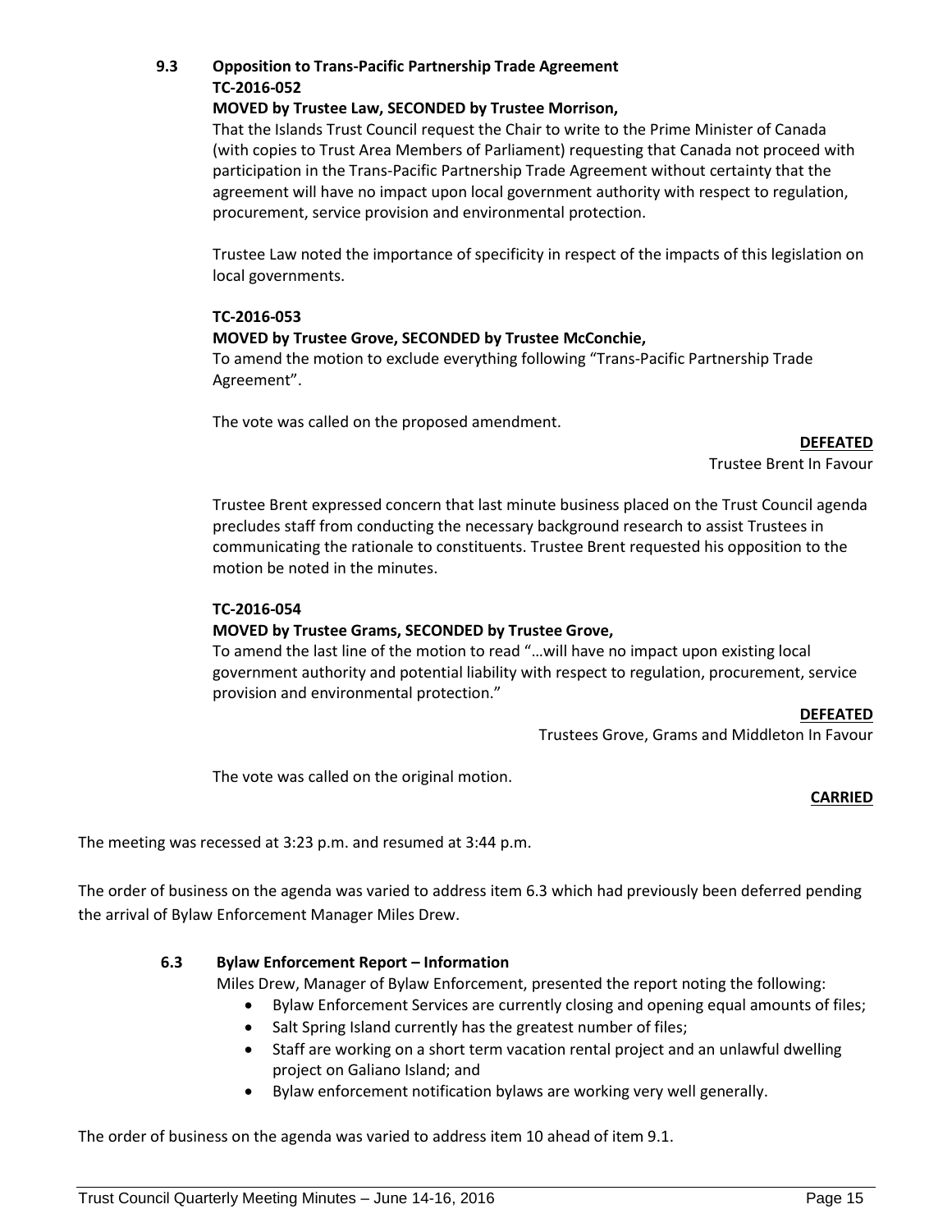### 9.3 Opposition to Trans-Pacific Partnership Trade Agreement

**TC-2016-052**

**MOVED by Trustee Law, SECONDED by Trustee Morrison,**

That the Islands Trust Council request the Chair to write to the Prime Minister of Canada (with copies to Trust Area Members of Parliament) requesting that Canada not proceed with participation in the Trans-Pacific Partnership Trade Agreement without certainty that the agreement will have no impact upon local government authority with respect to regulation, procurement, service provision and environmental protection.

Trustee Law noted the importance of specificity in respect of the impacts of this legislation on local governments.

**TC-2016-053**

**MOVED by Trustee Grove, SECONDED by Trustee McConchie,**

To amend the motion to exclude everything following "Trans-Pacific Partnership Trade Agreement".

The vote was called on the proposed amendment.

**DEFEATED**

Trustee Brent In Favour

Trustee Brent expressed concern that last minute business placed on the Trust Council agenda precludes staff from conducting the necessary background research to assist Trustees in communicating the rationale to constituents. Trustee Brent requested his opposition to the motion be noted in the minutes.

**TC-2016-054**

**MOVED by Trustee Grams, SECONDED by Trustee Grove,**

To amend the last line of the motion to read "…will have no impact upon existing local government authority and potential liability with respect to regulation, procurement, service provision and environmental protection."

**DEFEATED**

Trustees Grove, Grams and Middleton In Favour

The vote was called on the original motion.

**CARRIED**

The meeting was recessed at 3:23 p.m. and resumed at 3:44 p.m.

The order of business on the agenda was varied to address item 6.3 which had previously been deferred pending the arrival of Bylaw Enforcement Manager Miles Drew.

### 6.3 Bylaw Enforcement Report – Information

Miles Drew, Manager of Bylaw Enforcement, presented the report noting the following:

- Bylaw Enforcement Services are currently closing and opening equal amounts of files;
- Salt Spring Island currently has the greatest number of files;
- Staff are working on a short term vacation rental project and an unlawful dwelling project on Galiano Island; and
- Bylaw enforcement notification bylaws are working very well generally.

The order of business on the agenda was varied to address item 10 ahead of item 9.1.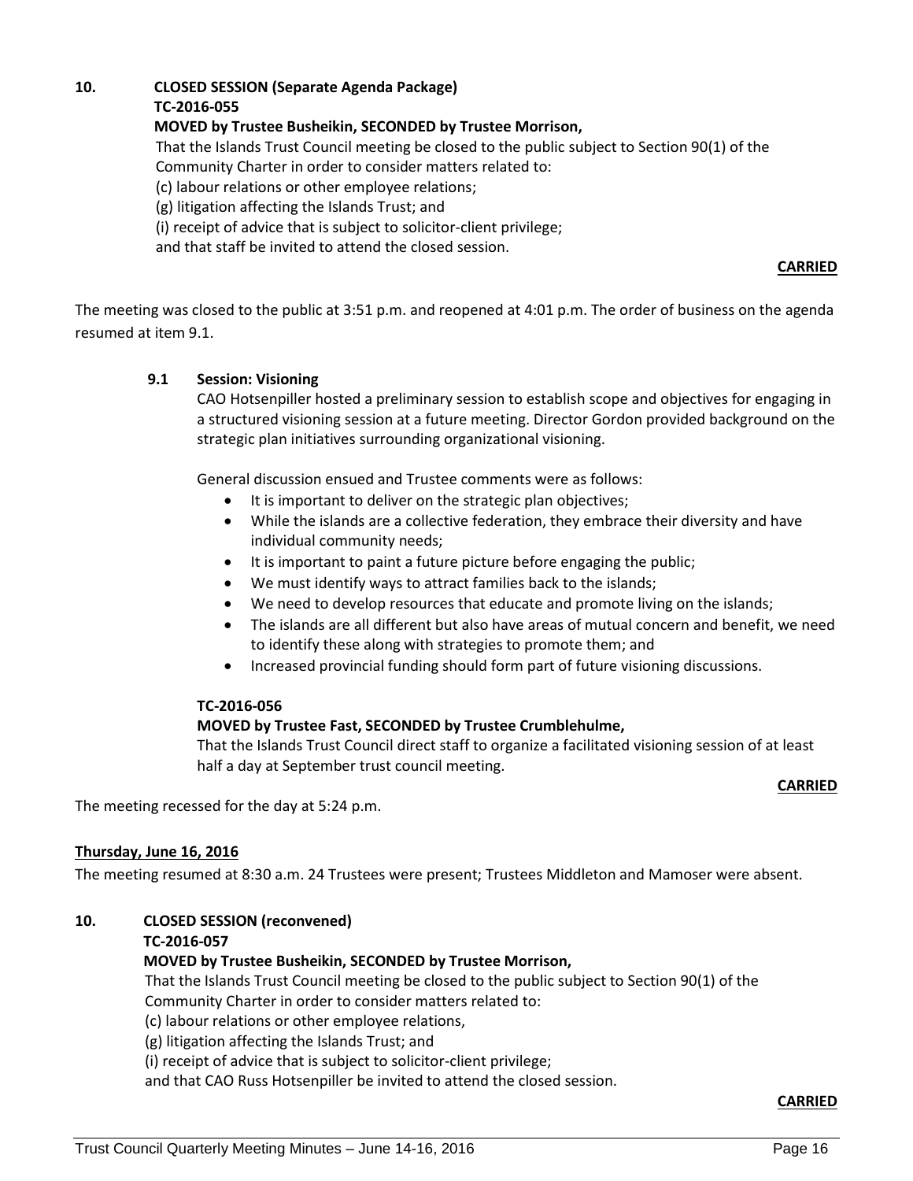**10. CLOSED SESSION (Separate Agenda Package)**

**TC-2016-055**

**MOVED by Trustee Busheikin, SECONDED by Trustee Morrison,**

That the Islands Trust Council meeting be closed to the public subject to Section 90(1) of the Community Charter in order to consider matters related to:

(c) labour relations or other employee relations;

(g) litigation affecting the Islands Trust; and

(i) receipt of advice that is subject to solicitor-client privilege;

and that staff be invited to attend the closed session.

**CARRIED**

The meeting was closed to the public at 3:51 p.m. and reopened at 4:01 p.m. The order of business on the agenda resumed at item 9.1.

**9.1 Session: Visioning**

CAO Hotsenpiller hosted a preliminary session to establish scope and objectives for engaging in a structured visioning session at a future meeting. Director Gordon provided background on the strategic plan initiatives surrounding organizational visioning.

General discussion ensued and Trustee comments were as follows:

- It is important to deliver on the strategic plan objectives;
- While the islands are a collective federation, they embrace their diversity and have individual community needs;
- It is important to paint a future picture before engaging the public;
- We must identify ways to attract families back to the islands;
- We need to develop resources that educate and promote living on the islands;
- The islands are all different but also have areas of mutual concern and benefit, we need to identify these along with strategies to promote them; and
- Increased provincial funding should form part of future visioning discussions.

**TC-2016-056**

**MOVED by Trustee Fast, SECONDED by Trustee Crumblehulme,**

That the Islands Trust Council direct staff to organize a facilitated visioning session of at least half a day at September trust council meeting.

**CARRIED**

The meeting recessed for the day at 5:24 p.m.

**Thursday, June 16, 2016**

The meeting resumed at 8:30 a.m. 24 Trustees were present; Trustees Middleton and Mamoser were absent.

**10. CLOSED SESSION (reconvened)**

**TC-2016-057**

**MOVED by Trustee Busheikin, SECONDED by Trustee Morrison,**

That the Islands Trust Council meeting be closed to the public subject to Section 90(1) of the Community Charter in order to consider matters related to:

(c) labour relations or other employee relations,

(g) litigation affecting the Islands Trust; and

(i) receipt of advice that is subject to solicitor-client privilege;

and that CAO Russ Hotsenpiller be invited to attend the closed session.

**CARRIED**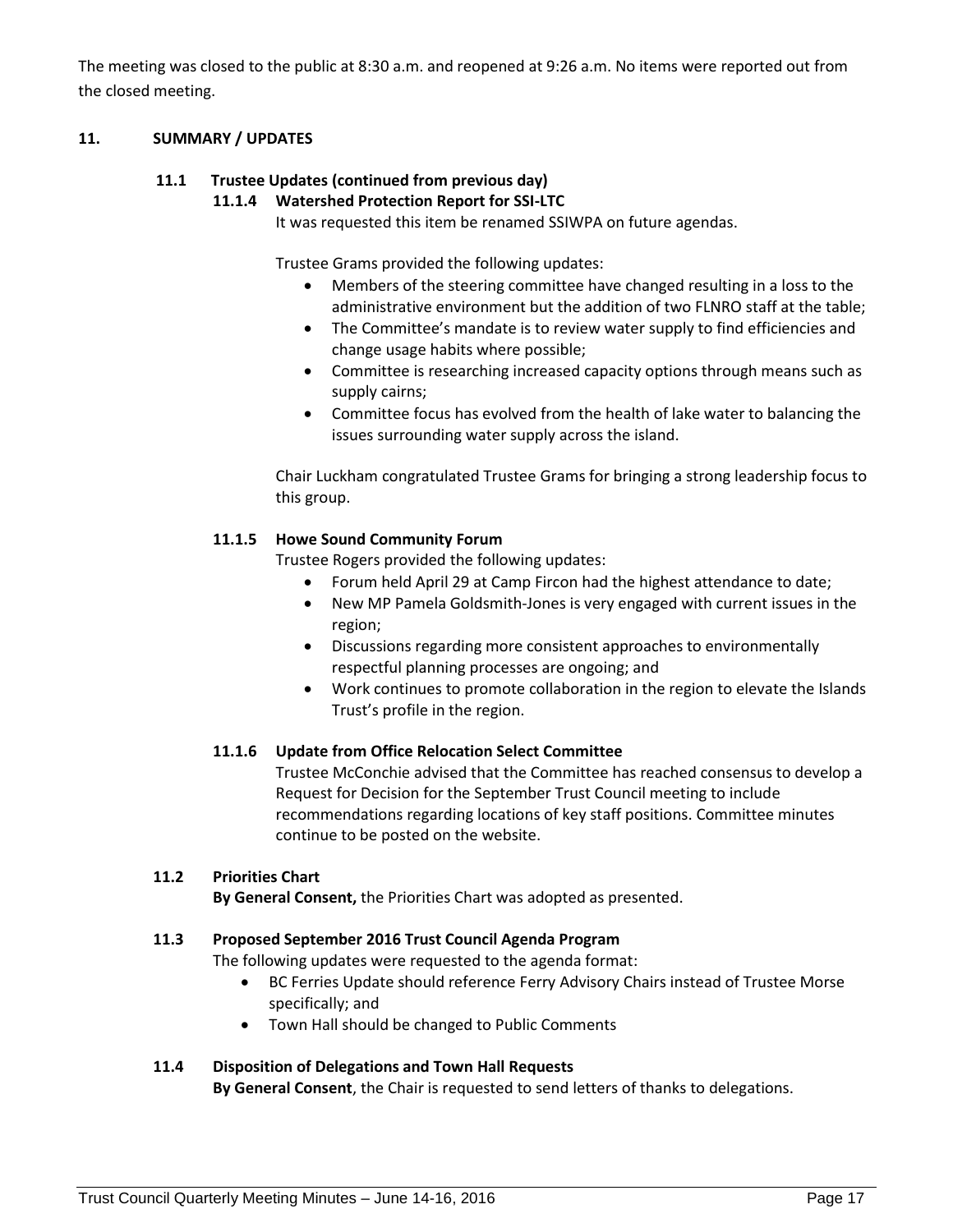The meeting was closed to the public at 8:30 a.m. and reopened at 9:26 a.m. No items were reported out from the closed meeting.

## 11. SUMMARY / UPDATES

### 11.1 Trustee Updates (continued from previous day)

#### 11.1.4 Watershed Protection Report for SSI-LTC

It was requested this item be renamed SSIWPA on future agendas.

Trustee Grams provided the following updates:

- Members of the steering committee have changed resulting in a loss to the administrative environment but the addition of two FLNRO staff at the table;
- The Committee's mandate is to review water supply to find efficiencies and change usage habits where possible;
- Committee is researching increased capacity options through means such as supply cairns;
- Committee focus has evolved from the health of lake water to balancing the issues surrounding water supply across the island.

Chair Luckham congratulated Trustee Grams for bringing a strong leadership focus to this group.

#### 11.1.5 Howe Sound Community Forum

Trustee Rogers provided the following updates:

- Forum held April 29 at Camp Fircon had the highest attendance to date;
- New MP Pamela Goldsmith-Jones is very engaged with current issues in the region;
- Discussions regarding more consistent approaches to environmentally respectful planning processes are ongoing; and
- Work continues to promote collaboration in the region to elevate the Islands Trust's profile in the region.

#### 11.1.6 Update from Office Relocation Select Committee

Trustee McConchie advised that the Committee has reached consensus to develop a Request for Decision for the September Trust Council meeting to include recommendations regarding locations of key staff positions. Committee minutes continue to be posted on the website.

### 11.2 Priorities Chart

**By General Consent,** the Priorities Chart was adopted as presented.

### 11.3 Proposed September 2016 Trust Council Agenda Program

The following updates were requested to the agenda format:

- BC Ferries Update should reference Ferry Advisory Chairs instead of Trustee Morse specifically; and
- Town Hall should be changed to Public Comments

### 11.4 Disposition of Delegations and Town Hall Requests

**By General Consent**, the Chair is requested to send letters of thanks to delegations.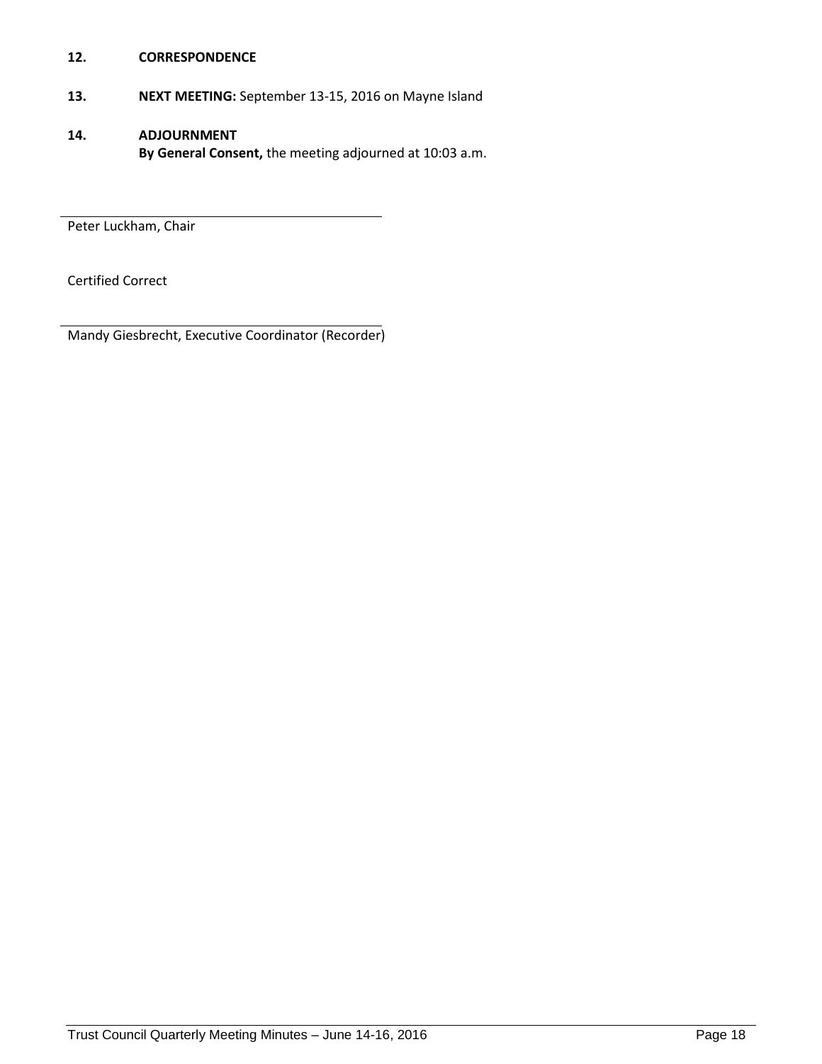**12. CORRESPONDENCE**

**13. NEXT MEETING:** September 13-15, 2016 on Mayne Island

**14. ADJOURNMENT**

**By General Consent,** the meeting adjourned at 10:03 a.m.

\_\_\_\_\_\_\_\_\_\_\_\_\_\_\_\_\_\_\_\_\_\_\_\_\_\_\_\_\_\_\_\_\_\_\_\_\_\_\_\_

Peter Luckham, Chair

Certified Correct

\_\_\_\_\_\_\_\_\_\_\_\_\_\_\_\_\_\_\_\_\_\_\_\_\_\_\_\_\_\_\_\_\_\_\_\_\_\_\_\_

Mandy Giesbrecht, Executive Coordinator (Recorder)